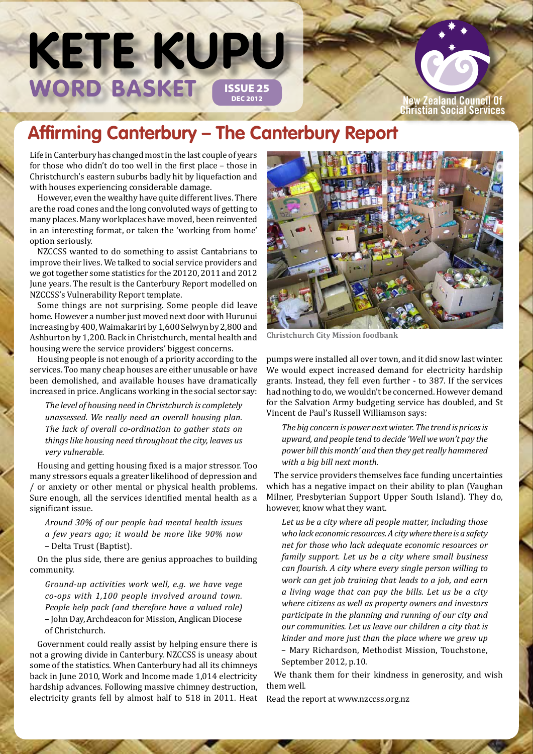# KETE KUPU

## WORD BASKET

ISSUE 25
DEC 2012

New Zealand Council Of Christian Social Services

## Affirming Canterbury – The Canterbury Report

Life in Canterbury has changed most in the last couple of years for those who didn't do too well in the first place – those in Christchurch's eastern suburbs badly hit by liquefaction and with houses experiencing considerable damage.

However, even the wealthy have quite different lives. There are the road cones and the long convoluted ways of getting to many places. Many workplaces have moved, been reinvented in an interesting format, or taken the 'working from home' option seriously.

NZCCSS wanted to do something to assist Cantabrians to improve their lives. We talked to social service providers and we got together some statistics for the 20120, 2011 and 2012 June years. The result is the Canterbury Report modelled on NZCCSS's Vulnerability Report template.

Some things are not surprising. Some people did leave home. However a number just moved next door with Hurunui increasing by 400, Waimakariri by 1,600 Selwyn by 2,800 and Ashburton by 1,200. Back in Christchurch, mental health and housing were the service providers' biggest concerns.

Housing people is not enough of a priority according to the services. Too many cheap houses are either unusable or have been demolished, and available houses have dramatically increased in price. Anglicans working in the social sector say:

> *The level of housing need in Christchurch is completely unassessed. We really need an overall housing plan. The lack of overall co-ordination to gather stats on things like housing need throughout the city, leaves us very vulnerable.*

Housing and getting housing fixed is a major stressor. Too many stressors equals a greater likelihood of depression and / or anxiety or other mental or physical health problems. Sure enough, all the services identified mental health as a significant issue.

> *Around 30% of our people had mental health issues a few years ago; it would be more like 90% now* – Delta Trust (Baptist).

On the plus side, there are genius approaches to building community.

> *Ground-up activities work well, e.g. we have vege co-ops with 1,100 people involved around town. People help pack (and therefore have a valued role)* – John Day, Archdeacon for Mission, Anglican Diocese of Christchurch.

Government could really assist by helping ensure there is not a growing divide in Canterbury. NZCCSS is uneasy about some of the statistics. When Canterbury had all its chimneys back in June 2010, Work and Income made 1,014 electricity hardship advances. Following massive chimney destruction, electricity grants fell by almost half to 518 in 2011. Heat pumps were installed all over town, and it did snow last winter. We would expect increased demand for electricity hardship grants. Instead, they fell even further - to 387. If the services had nothing to do, we wouldn't be concerned. However demand for the Salvation Army budgeting service has doubled, and St Vincent de Paul's Russell Williamson says:

Christchurch City Mission foodbank

> *The big concern is power next winter. The trend is prices is upward, and people tend to decide 'Well we won't pay the power bill this month' and then they get really hammered with a big bill next month.*

The service providers themselves face funding uncertainties which has a negative impact on their ability to plan (Vaughan Milner, Presbyterian Support Upper South Island). They do, however, know what they want.

> *Let us be a city where all people matter, including those who lack economic resources. A city where there is a safety net for those who lack adequate economic resources or family support. Let us be a city where small business can flourish. A city where every single person willing to work can get job training that leads to a job, and earn a living wage that can pay the bills. Let us be a city where citizens as well as property owners and investors participate in the planning and running of our city and our communities. Let us leave our children a city that is kinder and more just than the place where we grew up* – Mary Richardson, Methodist Mission, Touchstone, September 2012, p.10.

We thank them for their kindness in generosity, and wish them well.

Read the report at www.nzccss.org.nz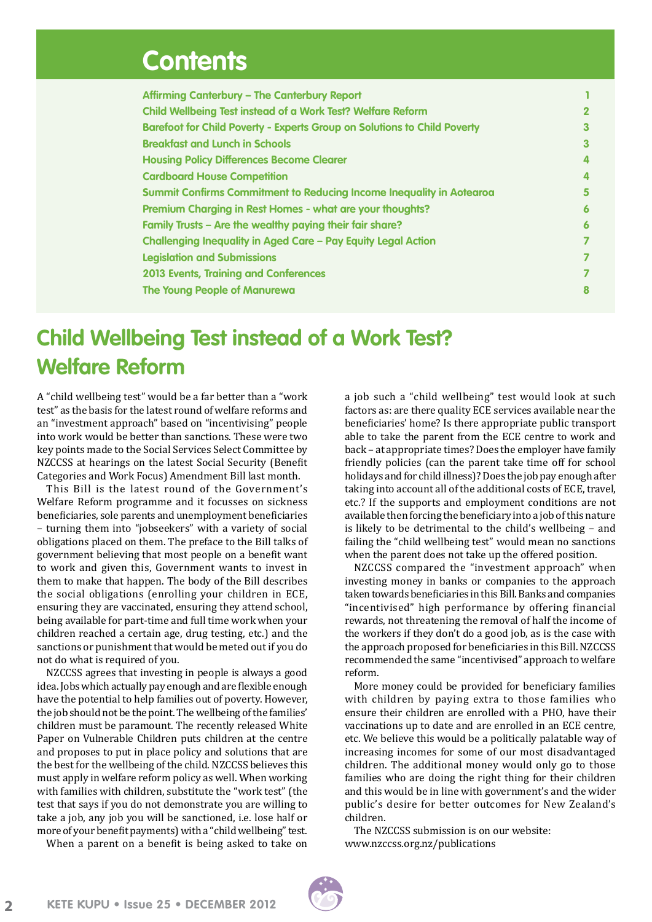# Contents

| | |
|---|---|
| Affirming Canterbury – The Canterbury Report | 1 |
| Child Wellbeing Test instead of a Work Test? Welfare Reform | 2 |
| Barefoot for Child Poverty - Experts Group on Solutions to Child Poverty | 3 |
| Breakfast and Lunch in Schools | 3 |
| Housing Policy Differences Become Clearer | 4 |
| Cardboard House Competition | 4 |
| Summit Confirms Commitment to Reducing Income Inequality in Aotearoa | 5 |
| Premium Charging in Rest Homes - what are your thoughts? | 6 |
| Family Trusts – Are the wealthy paying their fair share? | 6 |
| Challenging Inequality in Aged Care – Pay Equity Legal Action | 7 |
| Legislation and Submissions | 7 |
| 2013 Events, Training and Conferences | 7 |
| The Young People of Manurewa | 8 |

# Child Wellbeing Test instead of a Work Test? Welfare Reform

A "child wellbeing test" would be a far better than a "work test" as the basis for the latest round of welfare reforms and an "investment approach" based on "incentivising" people into work would be better than sanctions. These were two key points made to the Social Services Select Committee by NZCCSS at hearings on the latest Social Security (Benefit Categories and Work Focus) Amendment Bill last month.

This Bill is the latest round of the Government's Welfare Reform programme and it focusses on sickness beneficiaries, sole parents and unemployment beneficiaries – turning them into "jobseekers" with a variety of social obligations placed on them. The preface to the Bill talks of government believing that most people on a benefit want to work and given this, Government wants to invest in them to make that happen. The body of the Bill describes the social obligations (enrolling your children in ECE, ensuring they are vaccinated, ensuring they attend school, being available for part-time and full time work when your children reached a certain age, drug testing, etc.) and the sanctions or punishment that would be meted out if you do not do what is required of you.

NZCCSS agrees that investing in people is always a good idea. Jobs which actually pay enough and are flexible enough have the potential to help families out of poverty. However, the job should not be the point. The wellbeing of the families' children must be paramount. The recently released White Paper on Vulnerable Children puts children at the centre and proposes to put in place policy and solutions that are the best for the wellbeing of the child. NZCCSS believes this must apply in welfare reform policy as well. When working with families with children, substitute the "work test" (the test that says if you do not demonstrate you are willing to take a job, any job you will be sanctioned, i.e. lose half or more of your benefit payments) with a "child wellbeing" test.

When a parent on a benefit is being asked to take on a job such a "child wellbeing" test would look at such factors as: are there quality ECE services available near the beneficiaries' home? Is there appropriate public transport able to take the parent from the ECE centre to work and back – at appropriate times? Does the employer have family friendly policies (can the parent take time off for school holidays and for child illness)? Does the job pay enough after taking into account all of the additional costs of ECE, travel, etc.? If the supports and employment conditions are not available then forcing the beneficiary into a job of this nature is likely to be detrimental to the child's wellbeing – and failing the "child wellbeing test" would mean no sanctions when the parent does not take up the offered position.

NZCCSS compared the "investment approach" when investing money in banks or companies to the approach taken towards beneficiaries in this Bill. Banks and companies "incentivised" high performance by offering financial rewards, not threatening the removal of half the income of the workers if they don't do a good job, as is the case with the approach proposed for beneficiaries in this Bill. NZCCSS recommended the same "incentivised" approach to welfare reform.

More money could be provided for beneficiary families with children by paying extra to those families who ensure their children are enrolled with a PHO, have their vaccinations up to date and are enrolled in an ECE centre, etc. We believe this would be a politically palatable way of increasing incomes for some of our most disadvantaged children. The additional money would only go to those families who are doing the right thing for their children and this would be in line with government's and the wider public's desire for better outcomes for New Zealand's children.

The NZCCSS submission is on our website: www.nzccss.org.nz/publications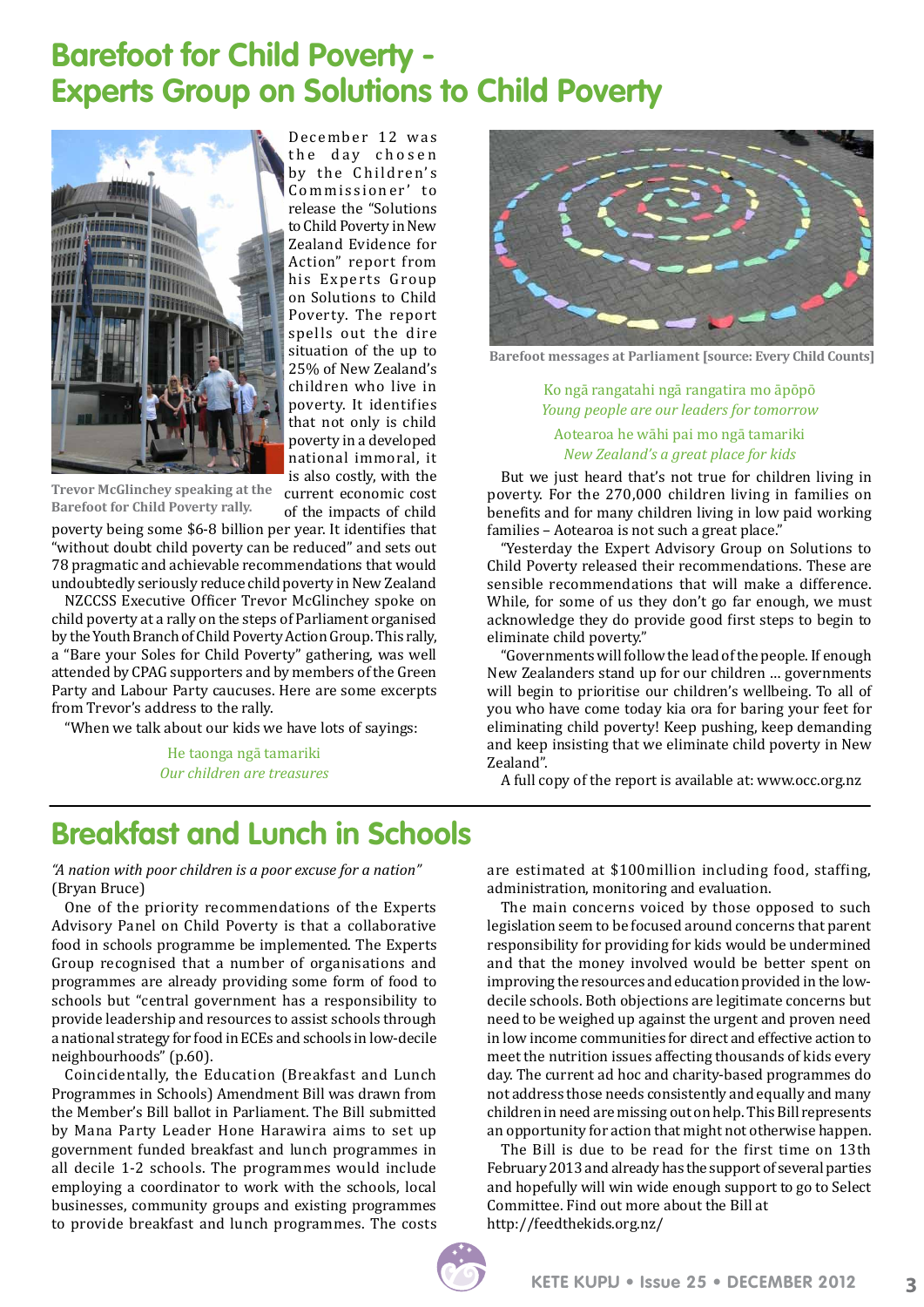# Barefoot for Child Poverty - Experts Group on Solutions to Child Poverty

Trevor McGlinchey speaking at the Barefoot for Child Poverty rally.

December 12 was the day chosen by the Children's Commissioner' to release the "Solutions to Child Poverty in New Zealand Evidence for Action" report from his Experts Group on Solutions to Child Poverty. The report spells out the dire situation of the up to 25% of New Zealand's children who live in poverty. It identifies that not only is child poverty in a developed national immoral, it is also costly, with the current economic cost of the impacts of child poverty being some $6-8 billion per year. It identifies that "without doubt child poverty can be reduced" and sets out 78 pragmatic and achievable recommendations that would undoubtedly seriously reduce child poverty in New Zealand

NZCCSS Executive Officer Trevor McGlinchey spoke on child poverty at a rally on the steps of Parliament organised by the Youth Branch of Child Poverty Action Group. This rally, a "Bare your Soles for Child Poverty" gathering, was well attended by CPAG supporters and by members of the Green Party and Labour Party caucuses. Here are some excerpts from Trevor's address to the rally.

"When we talk about our kids we have lots of sayings:

He taonga ngā tamariki
*Our children are treasures*

Barefoot messages at Parliament [source: Every Child Counts]

Ko ngā rangatahi ngā rangatira mo āpōpō
*Young people are our leaders for tomorrow*

Aotearoa he wāhi pai mo ngā tamariki
*New Zealand's a great place for kids*

But we just heard that's not true for children living in poverty. For the 270,000 children living in families on benefits and for many children living in low paid working families – Aotearoa is not such a great place."

"Yesterday the Expert Advisory Group on Solutions to Child Poverty released their recommendations. These are sensible recommendations that will make a difference. While, for some of us they don't go far enough, we must acknowledge they do provide good first steps to begin to eliminate child poverty."

"Governments will follow the lead of the people. If enough New Zealanders stand up for our children ... governments will begin to prioritise our children's wellbeing. To all of you who have come today kia ora for baring your feet for eliminating child poverty! Keep pushing, keep demanding and keep insisting that we eliminate child poverty in New Zealand".

A full copy of the report is available at: www.occ.org.nz

# Breakfast and Lunch in Schools

*"A nation with poor children is a poor excuse for a nation"* (Bryan Bruce)

One of the priority recommendations of the Experts Advisory Panel on Child Poverty is that a collaborative food in schools programme be implemented. The Experts Group recognised that a number of organisations and programmes are already providing some form of food to schools but "central government has a responsibility to provide leadership and resources to assist schools through a national strategy for food in ECEs and schools in low-decile neighbourhoods" (p.60).

Coincidentally, the Education (Breakfast and Lunch Programmes in Schools) Amendment Bill was drawn from the Member's Bill ballot in Parliament. The Bill submitted by Mana Party Leader Hone Harawira aims to set up government funded breakfast and lunch programmes in all decile 1-2 schools. The programmes would include employing a coordinator to work with the schools, local businesses, community groups and existing programmes to provide breakfast and lunch programmes. The costs are estimated at $100million including food, staffing, administration, monitoring and evaluation.

The main concerns voiced by those opposed to such legislation seem to be focused around concerns that parent responsibility for providing for kids would be undermined and that the money involved would be better spent on improving the resources and education provided in the low-decile schools. Both objections are legitimate concerns but need to be weighed up against the urgent and proven need in low income communities for direct and effective action to meet the nutrition issues affecting thousands of kids every day. The current ad hoc and charity-based programmes do not address those needs consistently and equally and many children in need are missing out on help. This Bill represents an opportunity for action that might not otherwise happen.

The Bill is due to be read for the first time on 13th February 2013 and already has the support of several parties and hopefully will win wide enough support to go to Select Committee. Find out more about the Bill at http://feedthekids.org.nz/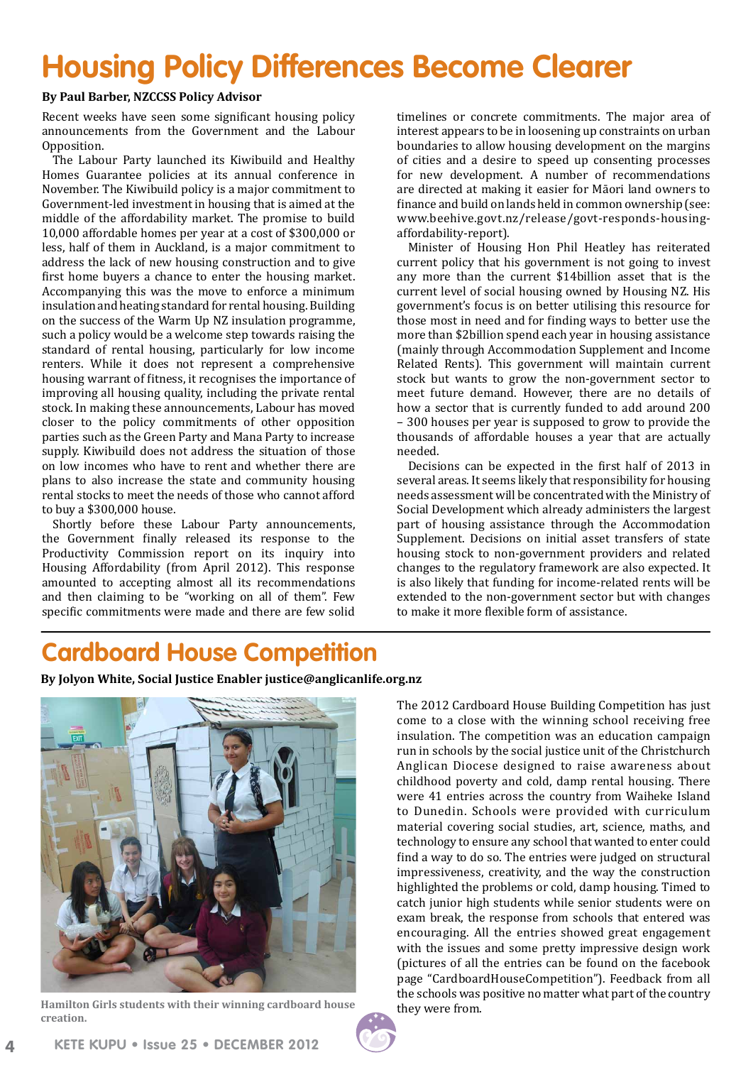# Housing Policy Differences Become Clearer

**By Paul Barber, NZCCSS Policy Advisor**

Recent weeks have seen some significant housing policy announcements from the Government and the Labour Opposition.

The Labour Party launched its Kiwibuild and Healthy Homes Guarantee policies at its annual conference in November. The Kiwibuild policy is a major commitment to Government-led investment in housing that is aimed at the middle of the affordability market. The promise to build 10,000 affordable homes per year at a cost of $300,000 or less, half of them in Auckland, is a major commitment to address the lack of new housing construction and to give first home buyers a chance to enter the housing market. Accompanying this was the move to enforce a minimum insulation and heating standard for rental housing. Building on the success of the Warm Up NZ insulation programme, such a policy would be a welcome step towards raising the standard of rental housing, particularly for low income renters. While it does not represent a comprehensive housing warrant of fitness, it recognises the importance of improving all housing quality, including the private rental stock. In making these announcements, Labour has moved closer to the policy commitments of other opposition parties such as the Green Party and Mana Party to increase supply. Kiwibuild does not address the situation of those on low incomes who have to rent and whether there are plans to also increase the state and community housing rental stocks to meet the needs of those who cannot afford to buy a $300,000 house.

Shortly before these Labour Party announcements, the Government finally released its response to the Productivity Commission report on its inquiry into Housing Affordability (from April 2012). This response amounted to accepting almost all its recommendations and then claiming to be "working on all of them". Few specific commitments were made and there are few solid timelines or concrete commitments. The major area of interest appears to be in loosening up constraints on urban boundaries to allow housing development on the margins of cities and a desire to speed up consenting processes for new development. A number of recommendations are directed at making it easier for Māori land owners to finance and build on lands held in common ownership (see: www.beehive.govt.nz/release/govt-responds-housing-affordability-report).

Minister of Housing Hon Phil Heatley has reiterated current policy that his government is not going to invest any more than the current $14billion asset that is the current level of social housing owned by Housing NZ. His government's focus is on better utilising this resource for those most in need and for finding ways to better use the more than $2billion spend each year in housing assistance (mainly through Accommodation Supplement and Income Related Rents). This government will maintain current stock but wants to grow the non-government sector to meet future demand. However, there are no details of how a sector that is currently funded to add around 200 – 300 houses per year is supposed to grow to provide the thousands of affordable houses a year that are actually needed.

Decisions can be expected in the first half of 2013 in several areas. It seems likely that responsibility for housing needs assessment will be concentrated with the Ministry of Social Development which already administers the largest part of housing assistance through the Accommodation Supplement. Decisions on initial asset transfers of state housing stock to non-government providers and related changes to the regulatory framework are also expected. It is also likely that funding for income-related rents will be extended to the non-government sector but with changes to make it more flexible form of assistance.

# Cardboard House Competition

**By Jolyon White, Social Justice Enabler justice@anglicanlife.org.nz**

**Hamilton Girls students with their winning cardboard house creation.**

The 2012 Cardboard House Building Competition has just come to a close with the winning school receiving free insulation. The competition was an education campaign run in schools by the social justice unit of the Christchurch Anglican Diocese designed to raise awareness about childhood poverty and cold, damp rental housing. There were 41 entries across the country from Waiheke Island to Dunedin. Schools were provided with curriculum material covering social studies, art, science, maths, and technology to ensure any school that wanted to enter could find a way to do so. The entries were judged on structural impressiveness, creativity, and the way the construction highlighted the problems or cold, damp housing. Timed to catch junior high students while senior students were on exam break, the response from schools that entered was encouraging. All the entries showed great engagement with the issues and some pretty impressive design work (pictures of all the entries can be found on the facebook page "CardboardHouseCompetition"). Feedback from all the schools was positive no matter what part of the country they were from.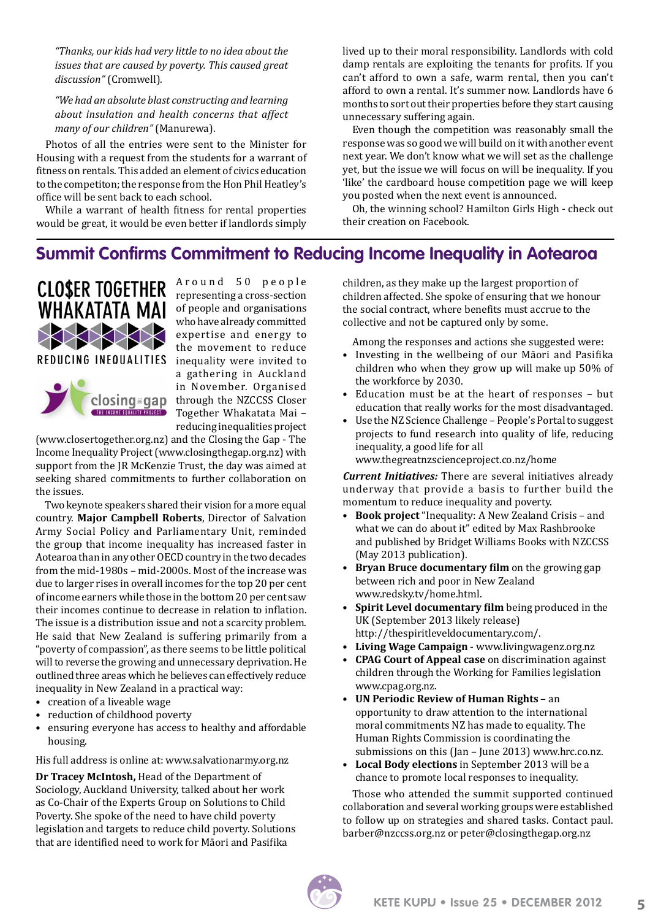*"Thanks, our kids had very little to no idea about the issues that are caused by poverty. This caused great discussion"* (Cromwell).

*"We had an absolute blast constructing and learning about insulation and health concerns that affect many of our children"* (Manurewa).

Photos of all the entries were sent to the Minister for Housing with a request from the students for a warrant of fitness on rentals. This added an element of civics education to the competiton; the response from the Hon Phil Heatley's office will be sent back to each school.

While a warrant of health fitness for rental properties would be great, it would be even better if landlords simply lived up to their moral responsibility. Landlords with cold damp rentals are exploiting the tenants for profits. If you can't afford to own a safe, warm rental, then you can't afford to own a rental. It's summer now. Landlords have 6 months to sort out their properties before they start causing unnecessary suffering again.

Even though the competition was reasonably small the response was so good we will build on it with another event next year. We don't know what we will set as the challenge yet, but the issue we will focus on will be inequality. If you 'like' the cardboard house competition page we will keep you posted when the next event is announced.

Oh, the winning school? Hamilton Girls High - check out their creation on Facebook.

## Summit Confirms Commitment to Reducing Income Inequality in Aotearoa

CLO$ER TOGETHER WHAKATATA MAI
REDUCING INEQUALITIES

closing the gap
THE INCOME EQUALITY PROJECT

Around 50 people representing a cross-section of people and organisations who have already committed expertise and energy to the movement to reduce inequality were invited to a gathering in Auckland in November. Organised through the NZCCSS Closer Together Whakatata Mai – reducing inequalities project (www.closertogether.org.nz) and the Closing the Gap - The Income Inequality Project (www.closingthegap.org.nz) with support from the JR McKenzie Trust, the day was aimed at seeking shared commitments to further collaboration on the issues.

Two keynote speakers shared their vision for a more equal country. **Major Campbell Roberts**, Director of Salvation Army Social Policy and Parliamentary Unit, reminded the group that income inequality has increased faster in Aotearoa than in any other OECD country in the two decades from the mid-1980s – mid-2000s. Most of the increase was due to larger rises in overall incomes for the top 20 per cent of income earners while those in the bottom 20 per cent saw their incomes continue to decrease in relation to inflation. The issue is a distribution issue and not a scarcity problem. He said that New Zealand is suffering primarily from a "poverty of compassion", as there seems to be little political will to reverse the growing and unnecessary deprivation. He outlined three areas which he believes can effectively reduce inequality in New Zealand in a practical way:

- creation of a liveable wage
- reduction of childhood poverty
- ensuring everyone has access to healthy and affordable housing.

His full address is online at: www.salvationarmy.org.nz

**Dr Tracey McIntosh,** Head of the Department of Sociology, Auckland University, talked about her work as Co-Chair of the Experts Group on Solutions to Child Poverty. She spoke of the need to have child poverty legislation and targets to reduce child poverty. Solutions that are identified need to work for Māori and Pasifika children, as they make up the largest proportion of children affected. She spoke of ensuring that we honour the social contract, where benefits must accrue to the collective and not be captured only by some.

Among the responses and actions she suggested were:

- Investing in the wellbeing of our Māori and Pasifika children who when they grow up will make up 50% of the workforce by 2030.
- Education must be at the heart of responses – but education that really works for the most disadvantaged.
- Use the NZ Science Challenge – People's Portal to suggest projects to fund research into quality of life, reducing inequality, a good life for all www.thegreatnzscienceproject.co.nz/home

***Current Initiatives:*** There are several initiatives already underway that provide a basis to further build the momentum to reduce inequality and poverty.

- **Book project** "Inequality: A New Zealand Crisis – and what we can do about it" edited by Max Rashbrooke and published by Bridget Williams Books with NZCCSS (May 2013 publication).
- **Bryan Bruce documentary film** on the growing gap between rich and poor in New Zealand www.redsky.tv/home.html.
- **Spirit Level documentary film** being produced in the UK (September 2013 likely release) http://thespiritleveldocumentary.com/.
- **Living Wage Campaign** - www.livingwagenz.org.nz
- **CPAG Court of Appeal case** on discrimination against children through the Working for Families legislation www.cpag.org.nz.
- **UN Periodic Review of Human Rights** – an opportunity to draw attention to the international moral commitments NZ has made to equality. The Human Rights Commission is coordinating the submissions on this (Jan – June 2013) www.hrc.co.nz.
- **Local Body elections** in September 2013 will be a chance to promote local responses to inequality.

Those who attended the summit supported continued collaboration and several working groups were established to follow up on strategies and shared tasks. Contact paul.barber@nzccss.org.nz or peter@closingthegap.org.nz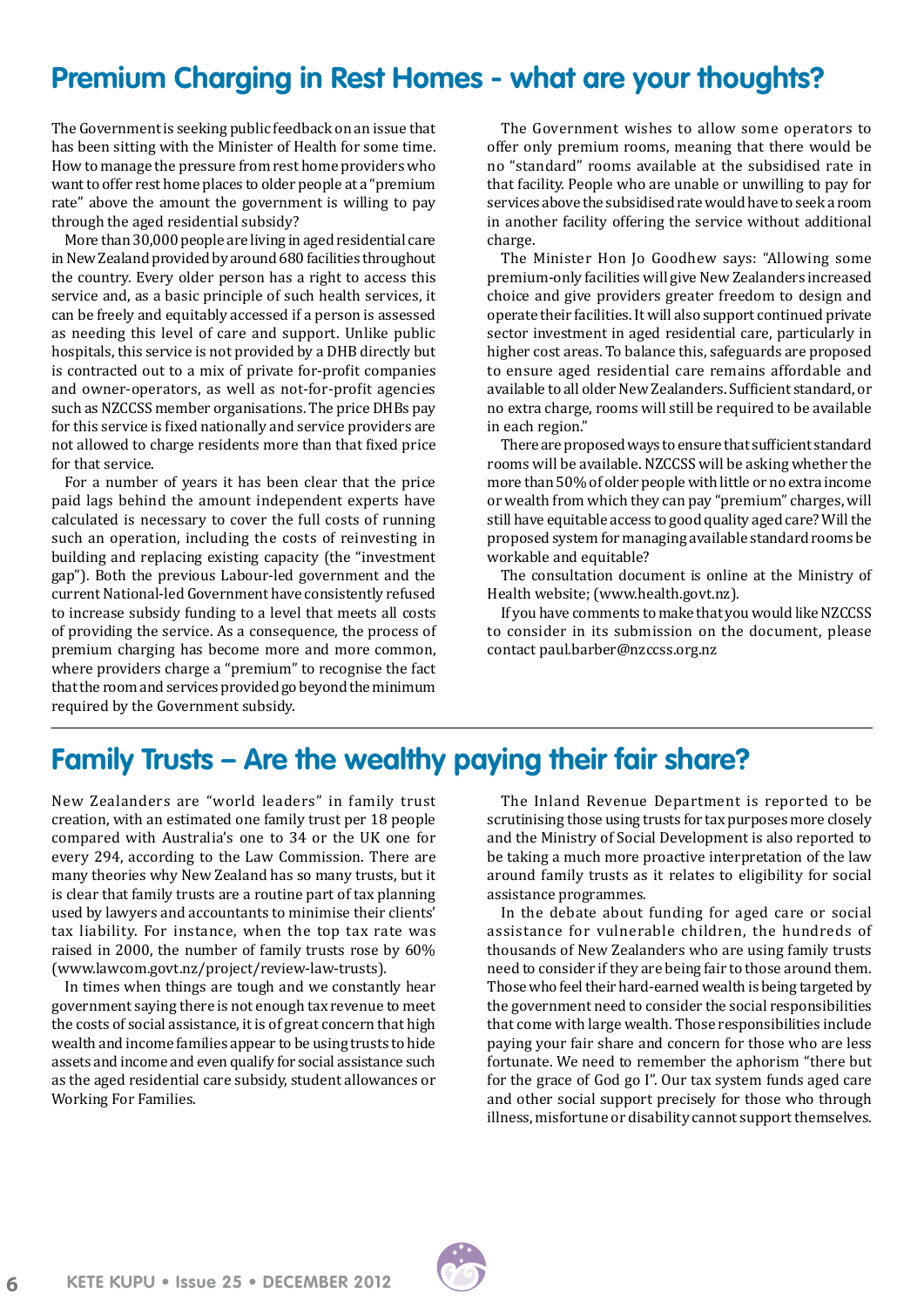## Premium Charging in Rest Homes - what are your thoughts?

The Government is seeking public feedback on an issue that has been sitting with the Minister of Health for some time. How to manage the pressure from rest home providers who want to offer rest home places to older people at a "premium rate" above the amount the government is willing to pay through the aged residential subsidy?

More than 30,000 people are living in aged residential care in New Zealand provided by around 680 facilities throughout the country. Every older person has a right to access this service and, as a basic principle of such health services, it can be freely and equitably accessed if a person is assessed as needing this level of care and support. Unlike public hospitals, this service is not provided by a DHB directly but is contracted out to a mix of private for-profit companies and owner-operators, as well as not-for-profit agencies such as NZCCSS member organisations. The price DHBs pay for this service is fixed nationally and service providers are not allowed to charge residents more than that fixed price for that service.

For a number of years it has been clear that the price paid lags behind the amount independent experts have calculated is necessary to cover the full costs of running such an operation, including the costs of reinvesting in building and replacing existing capacity (the "investment gap"). Both the previous Labour-led government and the current National-led Government have consistently refused to increase subsidy funding to a level that meets all costs of providing the service. As a consequence, the process of premium charging has become more and more common, where providers charge a "premium" to recognise the fact that the room and services provided go beyond the minimum required by the Government subsidy.

The Government wishes to allow some operators to offer only premium rooms, meaning that there would be no "standard" rooms available at the subsidised rate in that facility. People who are unable or unwilling to pay for services above the subsidised rate would have to seek a room in another facility offering the service without additional charge.

The Minister Hon Jo Goodhew says: "Allowing some premium-only facilities will give New Zealanders increased choice and give providers greater freedom to design and operate their facilities. It will also support continued private sector investment in aged residential care, particularly in higher cost areas. To balance this, safeguards are proposed to ensure aged residential care remains affordable and available to all older New Zealanders. Sufficient standard, or no extra charge, rooms will still be required to be available in each region."

There are proposed ways to ensure that sufficient standard rooms will be available. NZCCSS will be asking whether the more than 50% of older people with little or no extra income or wealth from which they can pay "premium" charges, will still have equitable access to good quality aged care? Will the proposed system for managing available standard rooms be workable and equitable?

The consultation document is online at the Ministry of Health website; (www.health.govt.nz).

If you have comments to make that you would like NZCCSS to consider in its submission on the document, please contact paul.barber@nzccss.org.nz

## Family Trusts – Are the wealthy paying their fair share?

New Zealanders are "world leaders" in family trust creation, with an estimated one family trust per 18 people compared with Australia's one to 34 or the UK one for every 294, according to the Law Commission. There are many theories why New Zealand has so many trusts, but it is clear that family trusts are a routine part of tax planning used by lawyers and accountants to minimise their clients' tax liability. For instance, when the top tax rate was raised in 2000, the number of family trusts rose by 60% (www.lawcom.govt.nz/project/review-law-trusts).

In times when things are tough and we constantly hear government saying there is not enough tax revenue to meet the costs of social assistance, it is of great concern that high wealth and income families appear to be using trusts to hide assets and income and even qualify for social assistance such as the aged residential care subsidy, student allowances or Working For Families.

The Inland Revenue Department is reported to be scrutinising those using trusts for tax purposes more closely and the Ministry of Social Development is also reported to be taking a much more proactive interpretation of the law around family trusts as it relates to eligibility for social assistance programmes.

In the debate about funding for aged care or social assistance for vulnerable children, the hundreds of thousands of New Zealanders who are using family trusts need to consider if they are being fair to those around them. Those who feel their hard-earned wealth is being targeted by the government need to consider the social responsibilities that come with large wealth. Those responsibilities include paying your fair share and concern for those who are less fortunate. We need to remember the aphorism "there but for the grace of God go I". Our tax system funds aged care and other social support precisely for those who through illness, misfortune or disability cannot support themselves.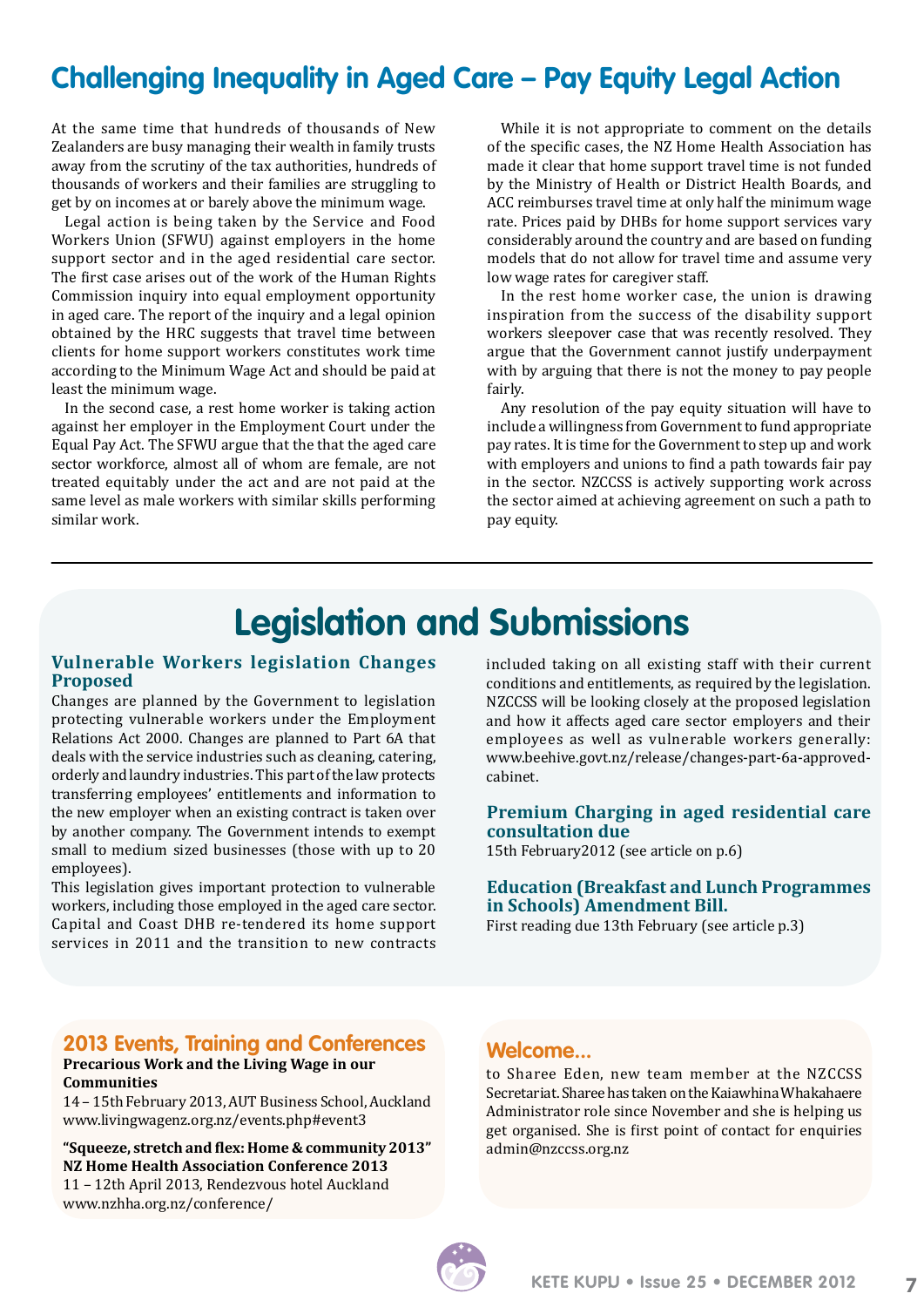## Challenging Inequality in Aged Care – Pay Equity Legal Action

At the same time that hundreds of thousands of New Zealanders are busy managing their wealth in family trusts away from the scrutiny of the tax authorities, hundreds of thousands of workers and their families are struggling to get by on incomes at or barely above the minimum wage.

Legal action is being taken by the Service and Food Workers Union (SFWU) against employers in the home support sector and in the aged residential care sector. The first case arises out of the work of the Human Rights Commission inquiry into equal employment opportunity in aged care. The report of the inquiry and a legal opinion obtained by the HRC suggests that travel time between clients for home support workers constitutes work time according to the Minimum Wage Act and should be paid at least the minimum wage.

In the second case, a rest home worker is taking action against her employer in the Employment Court under the Equal Pay Act. The SFWU argue that the that the aged care sector workforce, almost all of whom are female, are not treated equitably under the act and are not paid at the same level as male workers with similar skills performing similar work.

While it is not appropriate to comment on the details of the specific cases, the NZ Home Health Association has made it clear that home support travel time is not funded by the Ministry of Health or District Health Boards, and ACC reimburses travel time at only half the minimum wage rate. Prices paid by DHBs for home support services vary considerably around the country and are based on funding models that do not allow for travel time and assume very low wage rates for caregiver staff.

In the rest home worker case, the union is drawing inspiration from the success of the disability support workers sleepover case that was recently resolved. They argue that the Government cannot justify underpayment with by arguing that there is not the money to pay people fairly.

Any resolution of the pay equity situation will have to include a willingness from Government to fund appropriate pay rates. It is time for the Government to step up and work with employers and unions to find a path towards fair pay in the sector. NZCCSS is actively supporting work across the sector aimed at achieving agreement on such a path to pay equity.

---

# Legislation and Submissions

### Vulnerable Workers legislation Changes Proposed

Changes are planned by the Government to legislation protecting vulnerable workers under the Employment Relations Act 2000. Changes are planned to Part 6A that deals with the service industries such as cleaning, catering, orderly and laundry industries. This part of the law protects transferring employees' entitlements and information to the new employer when an existing contract is taken over by another company. The Government intends to exempt small to medium sized businesses (those with up to 20 employees).

This legislation gives important protection to vulnerable workers, including those employed in the aged care sector. Capital and Coast DHB re-tendered its home support services in 2011 and the transition to new contracts included taking on all existing staff with their current conditions and entitlements, as required by the legislation. NZCCSS will be looking closely at the proposed legislation and how it affects aged care sector employers and their employees as well as vulnerable workers generally: www.beehive.govt.nz/release/changes-part-6a-approved-cabinet.

### Premium Charging in aged residential care consultation due

15th February2012 (see article on p.6)

### Education (Breakfast and Lunch Programmes in Schools) Amendment Bill.

First reading due 13th February (see article p.3)

## 2013 Events, Training and Conferences

**Precarious Work and the Living Wage in our Communities**
14 – 15th February 2013, AUT Business School, Auckland
www.livingwagenz.org.nz/events.php#event3

**"Squeeze, stretch and flex: Home & community 2013" NZ Home Health Association Conference 2013**
11 – 12th April 2013, Rendezvous hotel Auckland
www.nzhha.org.nz/conference/

## Welcome...

to Sharee Eden, new team member at the NZCCSS Secretariat. Sharee has taken on the Kaiawhina Whakahaere Administrator role since November and she is helping us get organised. She is first point of contact for enquiries admin@nzccss.org.nz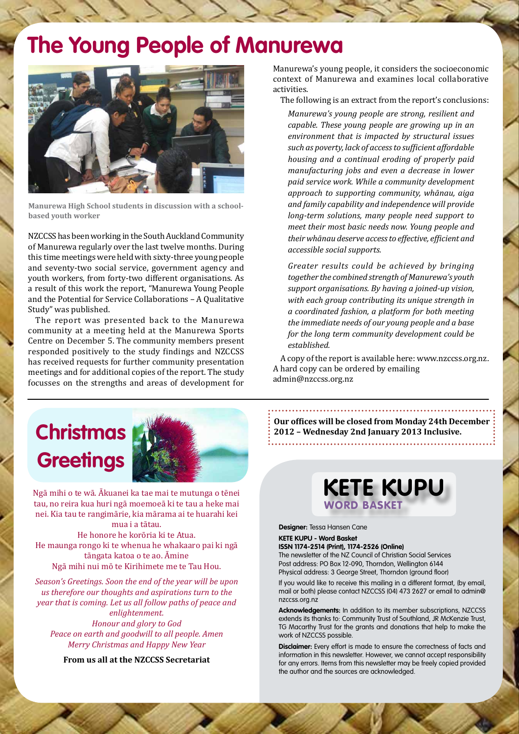# The Young People of Manurewa

Manurewa High School students in discussion with a school-based youth worker

NZCCSS has been working in the South Auckland Community of Manurewa regularly over the last twelve months. During this time meetings were held with sixty-three young people and seventy-two social service, government agency and youth workers, from forty-two different organisations. As a result of this work the report, "Manurewa Young People and the Potential for Service Collaborations – A Qualitative Study" was published.

The report was presented back to the Manurewa community at a meeting held at the Manurewa Sports Centre on December 5. The community members present responded positively to the study findings and NZCCSS has received requests for further community presentation meetings and for additional copies of the report. The study focusses on the strengths and areas of development for Manurewa's young people, it considers the socioeconomic context of Manurewa and examines local collaborative activities.

The following is an extract from the report's conclusions:

*Manurewa's young people are strong, resilient and capable. These young people are growing up in an environment that is impacted by structural issues such as poverty, lack of access to sufficient affordable housing and a continual eroding of properly paid manufacturing jobs and even a decrease in lower paid service work. While a community development approach to supporting community, whānau, aiga and family capability and independence will provide long-term solutions, many people need support to meet their most basic needs now. Young people and their whānau deserve access to effective, efficient and accessible social supports.*

*Greater results could be achieved by bringing together the combined strength of Manurewa's youth support organisations. By having a joined-up vision, with each group contributing its unique strength in a coordinated fashion, a platform for both meeting the immediate needs of our young people and a base for the long term community development could be established.*

A copy of the report is available here: www.nzccss.org.nz. A hard copy can be ordered by emailing admin@nzccss.org.nz

---

# Christmas Greetings

Ngā mihi o te wā. Ākuanei ka tae mai te mutunga o tēnei tau, no reira kua huri ngā moemoeā ki te tau a heke mai nei. Kia tau te rangimārie, kia mārama ai te huarahi kei mua i a tātau.
He honore he korōria ki te Atua.
He maunga rongo ki te whenua he whakaaro pai ki ngā tāngata katoa o te ao. Āmine
Ngā mihi nui mō te Kirihimete me te Tau Hou.

*Season's Greetings. Soon the end of the year will be upon us therefore our thoughts and aspirations turn to the year that is coming. Let us all follow paths of peace and enlightenment.*
*Honour and glory to God*
*Peace on earth and goodwill to all people. Amen*
*Merry Christmas and Happy New Year*

**From us all at the NZCCSS Secretariat**

**Our offices will be closed from Monday 24th December 2012 – Wednesday 2nd January 2013 Inclusive.**

## KETE KUPU
### WORD BASKET

**Designer:** Tessa Hansen Cane

**KETE KUPU - Word Basket**
**ISSN 1174-2514 (Print), 1174-2526 (Online)**
The newsletter of the NZ Council of Christian Social Services
Post address: PO Box 12-090, Thorndon, Wellington 6144
Physical address: 3 George Street, Thorndon (ground floor)

If you would like to receive this mailing in a different format, (by email, mail or both) please contact NZCCSS (04) 473 2627 or email to admin@nzccss.org.nz

**Acknowledgements:** In addition to its member subscriptions, NZCCSS extends its thanks to: Community Trust of Southland, JR McKenzie Trust, TG Macarthy Trust for the grants and donations that help to make the work of NZCCSS possible.

**Disclaimer:** Every effort is made to ensure the correctness of facts and information in this newsletter. However, we cannot accept responsibility for any errors. Items from this newsletter may be freely copied provided the author and the sources are acknowledged.